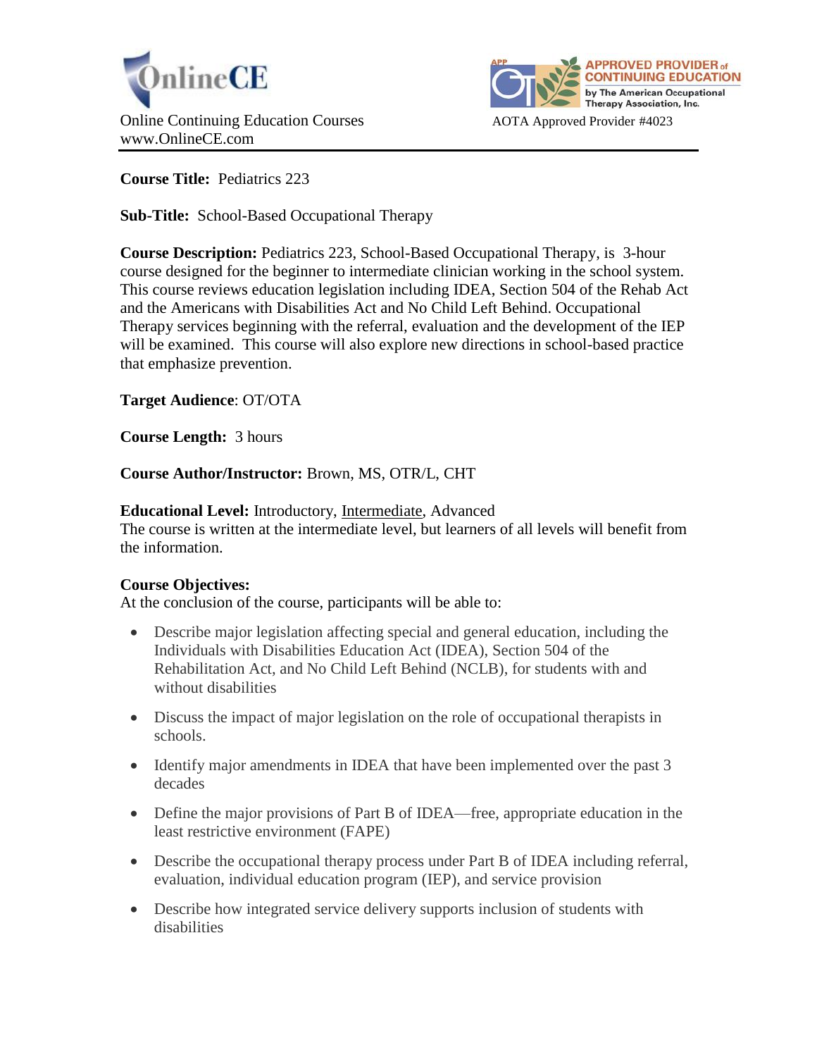OnlineCE

Online Continuing Education Courses
www.OnlineCE.com

APPROVED PROVIDER of CONTINUING EDUCATION by The American Occupational Therapy Association, Inc.

AOTA Approved Provider #4023

**Course Title:** Pediatrics 223

**Sub-Title:** School-Based Occupational Therapy

**Course Description:** Pediatrics 223, School-Based Occupational Therapy, is 3-hour course designed for the beginner to intermediate clinician working in the school system. This course reviews education legislation including IDEA, Section 504 of the Rehab Act and the Americans with Disabilities Act and No Child Left Behind. Occupational Therapy services beginning with the referral, evaluation and the development of the IEP will be examined. This course will also explore new directions in school-based practice that emphasize prevention.

**Target Audience**: OT/OTA

**Course Length:** 3 hours

**Course Author/Instructor:** Brown, MS, OTR/L, CHT

**Educational Level:** Introductory, Intermediate, Advanced
The course is written at the intermediate level, but learners of all levels will benefit from the information.

**Course Objectives:**
At the conclusion of the course, participants will be able to:

- Describe major legislation affecting special and general education, including the Individuals with Disabilities Education Act (IDEA), Section 504 of the Rehabilitation Act, and No Child Left Behind (NCLB), for students with and without disabilities
- Discuss the impact of major legislation on the role of occupational therapists in schools.
- Identify major amendments in IDEA that have been implemented over the past 3 decades
- Define the major provisions of Part B of IDEA—free, appropriate education in the least restrictive environment (FAPE)
- Describe the occupational therapy process under Part B of IDEA including referral, evaluation, individual education program (IEP), and service provision
- Describe how integrated service delivery supports inclusion of students with disabilities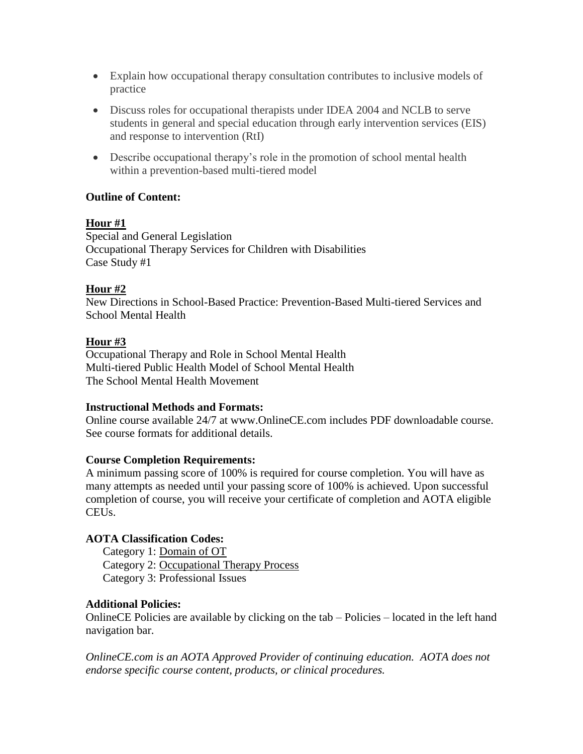- Explain how occupational therapy consultation contributes to inclusive models of practice
- Discuss roles for occupational therapists under IDEA 2004 and NCLB to serve students in general and special education through early intervention services (EIS) and response to intervention (RtI)
- Describe occupational therapy's role in the promotion of school mental health within a prevention-based multi-tiered model

**Outline of Content:**

**Hour #1**
Special and General Legislation
Occupational Therapy Services for Children with Disabilities
Case Study #1

**Hour #2**
New Directions in School-Based Practice: Prevention-Based Multi-tiered Services and School Mental Health

**Hour #3**
Occupational Therapy and Role in School Mental Health
Multi-tiered Public Health Model of School Mental Health
The School Mental Health Movement

**Instructional Methods and Formats:**
Online course available 24/7 at www.OnlineCE.com includes PDF downloadable course. See course formats for additional details.

**Course Completion Requirements:**
A minimum passing score of 100% is required for course completion. You will have as many attempts as needed until your passing score of 100% is achieved. Upon successful completion of course, you will receive your certificate of completion and AOTA eligible CEUs.

**AOTA Classification Codes:**
Category 1: Domain of OT
Category 2: Occupational Therapy Process
Category 3: Professional Issues

**Additional Policies:**
OnlineCE Policies are available by clicking on the tab – Policies – located in the left hand navigation bar.

*OnlineCE.com is an AOTA Approved Provider of continuing education. AOTA does not endorse specific course content, products, or clinical procedures.*